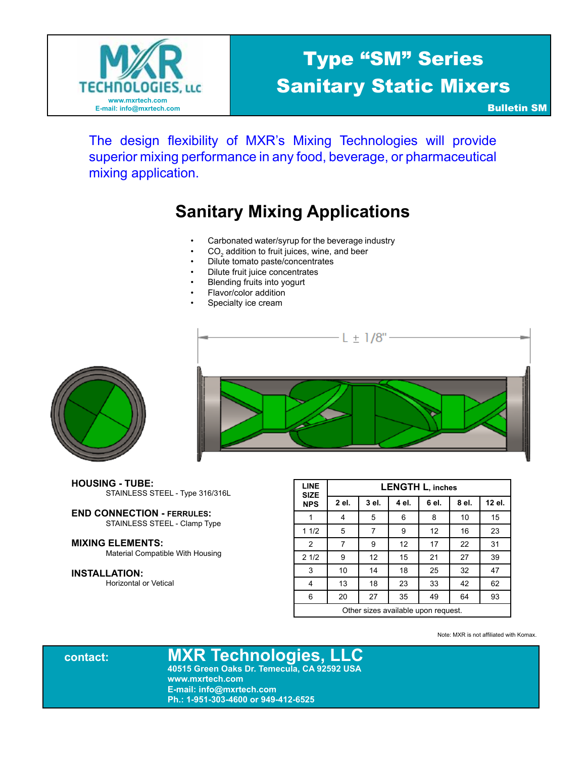MXR TECHNOLOGIES, LLC
www.mxrtech.com
E-mail: info@mxrtech.com

# Type “SM” Series Sanitary Static Mixers

**Bulletin SM**

The design flexibility of MXR’s Mixing Technologies will provide superior mixing performance in any food, beverage, or pharmaceutical mixing application.

## Sanitary Mixing Applications

- Carbonated water/syrup for the beverage industry
- $CO_2$ addition to fruit juices, wine, and beer
- Dilute tomato paste/concentrates
- Dilute fruit juice concentrates
- Blending fruits into yogurt
- Flavor/color addition
- Specialty ice cream

L ± 1/8"

**HOUSING - TUBE:**
STAINLESS STEEL - Type 316/316L

**END CONNECTION - FERRULES:**
STAINLESS STEEL - Clamp Type

**MIXING ELEMENTS:**
Material Compatible With Housing

**INSTALLATION:**
Horizontal or Vetical

| LINE SIZE NPS | LENGTH L, inches | | | | | |
|---|---|---|---|---|---|---|
| | 2 el. | 3 el. | 4 el. | 6 el. | 8 el. | 12 el. |
| 1 | 4 | 5 | 6 | 8 | 10 | 15 |
| 1 1/2 | 5 | 7 | 9 | 12 | 16 | 23 |
| 2 | 7 | 9 | 12 | 17 | 22 | 31 |
| 2 1/2 | 9 | 12 | 15 | 21 | 27 | 39 |
| 3 | 10 | 14 | 18 | 25 | 32 | 47 |
| 4 | 13 | 18 | 23 | 33 | 42 | 62 |
| 6 | 20 | 27 | 35 | 49 | 64 | 93 |

Other sizes available upon request.

Note: MXR is not affiliated with Komax.

**contact:**

**MXR Technologies, LLC**
40515 Green Oaks Dr. Temecula, CA 92592 USA
www.mxrtech.com
E-mail: info@mxrtech.com
Ph.: 1-951-303-4600 or 949-412-6525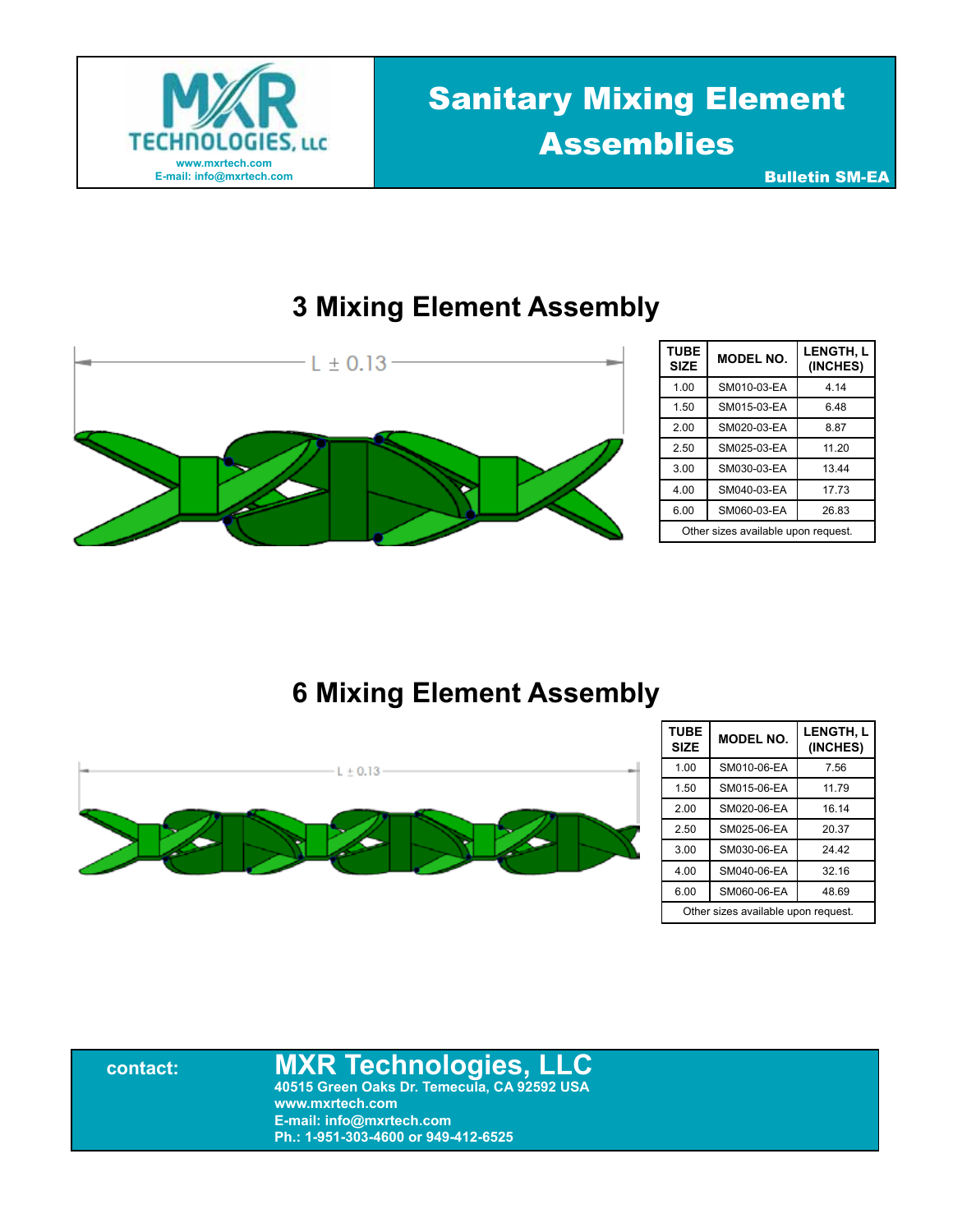MXR TECHNOLOGIES, LLC
www.mxrtech.com
E-mail: info@mxrtech.com

# Sanitary Mixing Element Assemblies

**Bulletin SM-EA**

## 3 Mixing Element Assembly

L ± 0.13

| TUBE SIZE | MODEL NO. | LENGTH, L (INCHES) |
|---|---|---|
| 1.00 | SM010-03-EA | 4.14 |
| 1.50 | SM015-03-EA | 6.48 |
| 2.00 | SM020-03-EA | 8.87 |
| 2.50 | SM025-03-EA | 11.20 |
| 3.00 | SM030-03-EA | 13.44 |
| 4.00 | SM040-03-EA | 17.73 |
| 6.00 | SM060-03-EA | 26.83 |
| Other sizes available upon request. | | |

## 6 Mixing Element Assembly

L ± 0.13

| TUBE SIZE | MODEL NO. | LENGTH, L (INCHES) |
|---|---|---|
| 1.00 | SM010-06-EA | 7.56 |
| 1.50 | SM015-06-EA | 11.79 |
| 2.00 | SM020-06-EA | 16.14 |
| 2.50 | SM025-06-EA | 20.37 |
| 3.00 | SM030-06-EA | 24.42 |
| 4.00 | SM040-06-EA | 32.16 |
| 6.00 | SM060-06-EA | 48.69 |
| Other sizes available upon request. | | |

**contact:**

**MXR Technologies, LLC**
**40515 Green Oaks Dr. Temecula, CA 92592 USA**
**www.mxrtech.com**
**E-mail: info@mxrtech.com**
**Ph.: 1-951-303-4600 or 949-412-6525**